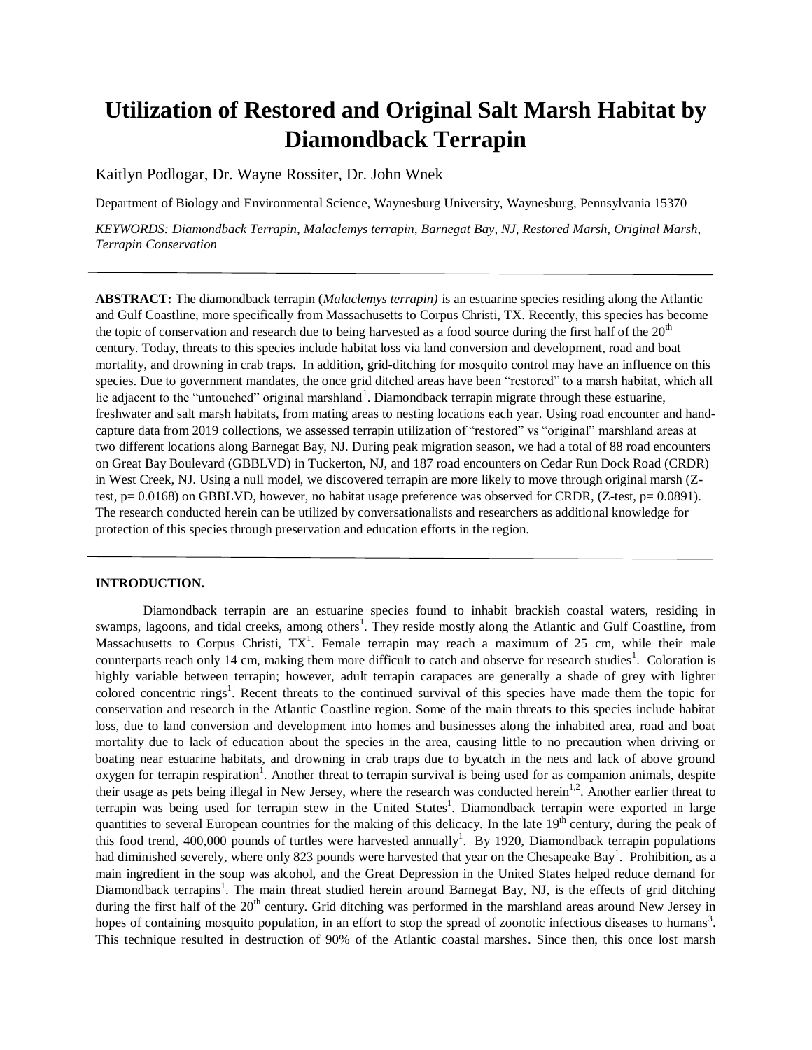# Utilization of Restored and Original Salt Marsh Habitat by Diamondback Terrapin

Kaitlyn Podlogar, Dr. Wayne Rossiter, Dr. John Wnek

Department of Biology and Environmental Science, Waynesburg University, Waynesburg, Pennsylvania 15370

*KEYWORDS: Diamondback Terrapin, Malaclemys terrapin, Barnegat Bay, NJ, Restored Marsh, Original Marsh, Terrapin Conservation*

---

**ABSTRACT:** The diamondback terrapin (*Malaclemys terrapin)* is an estuarine species residing along the Atlantic and Gulf Coastline, more specifically from Massachusetts to Corpus Christi, TX. Recently, this species has become the topic of conservation and research due to being harvested as a food source during the first half of the 20th century. Today, threats to this species include habitat loss via land conversion and development, road and boat mortality, and drowning in crab traps. In addition, grid-ditching for mosquito control may have an influence on this species. Due to government mandates, the once grid ditched areas have been "restored" to a marsh habitat, which all lie adjacent to the "untouched" original marshland[1]. Diamondback terrapin migrate through these estuarine, freshwater and salt marsh habitats, from mating areas to nesting locations each year. Using road encounter and hand-capture data from 2019 collections, we assessed terrapin utilization of "restored" vs "original" marshland areas at two different locations along Barnegat Bay, NJ. During peak migration season, we had a total of 88 road encounters on Great Bay Boulevard (GBBLVD) in Tuckerton, NJ, and 187 road encounters on Cedar Run Dock Road (CRDR) in West Creek, NJ. Using a null model, we discovered terrapin are more likely to move through original marsh (Z-test, $p = 0.0168$) on GBBLVD, however, no habitat usage preference was observed for CRDR, (Z-test, $p = 0.0891$). The research conducted herein can be utilized by conversationalists and researchers as additional knowledge for protection of this species through preservation and education efforts in the region.

---

## INTRODUCTION.

Diamondback terrapin are an estuarine species found to inhabit brackish coastal waters, residing in swamps, lagoons, and tidal creeks, among others[1]. They reside mostly along the Atlantic and Gulf Coastline, from Massachusetts to Corpus Christi, TX[1]. Female terrapin may reach a maximum of 25 cm, while their male counterparts reach only 14 cm, making them more difficult to catch and observe for research studies[1]. Coloration is highly variable between terrapin; however, adult terrapin carapaces are generally a shade of grey with lighter colored concentric rings[1]. Recent threats to the continued survival of this species have made them the topic for conservation and research in the Atlantic Coastline region. Some of the main threats to this species include habitat loss, due to land conversion and development into homes and businesses along the inhabited area, road and boat mortality due to lack of education about the species in the area, causing little to no precaution when driving or boating near estuarine habitats, and drowning in crab traps due to bycatch in the nets and lack of above ground oxygen for terrapin respiration[1]. Another threat to terrapin survival is being used for as companion animals, despite their usage as pets being illegal in New Jersey, where the research was conducted herein[1,2]. Another earlier threat to terrapin was being used for terrapin stew in the United States[1]. Diamondback terrapin were exported in large quantities to several European countries for the making of this delicacy. In the late 19th century, during the peak of this food trend, 400,000 pounds of turtles were harvested annually[1]. By 1920, Diamondback terrapin populations had diminished severely, where only 823 pounds were harvested that year on the Chesapeake Bay[1]. Prohibition, as a main ingredient in the soup was alcohol, and the Great Depression in the United States helped reduce demand for Diamondback terrapins[1]. The main threat studied herein around Barnegat Bay, NJ, is the effects of grid ditching during the first half of the 20th century. Grid ditching was performed in the marshland areas around New Jersey in hopes of containing mosquito population, in an effort to stop the spread of zoonotic infectious diseases to humans[3]. This technique resulted in destruction of 90% of the Atlantic coastal marshes. Since then, this once lost marsh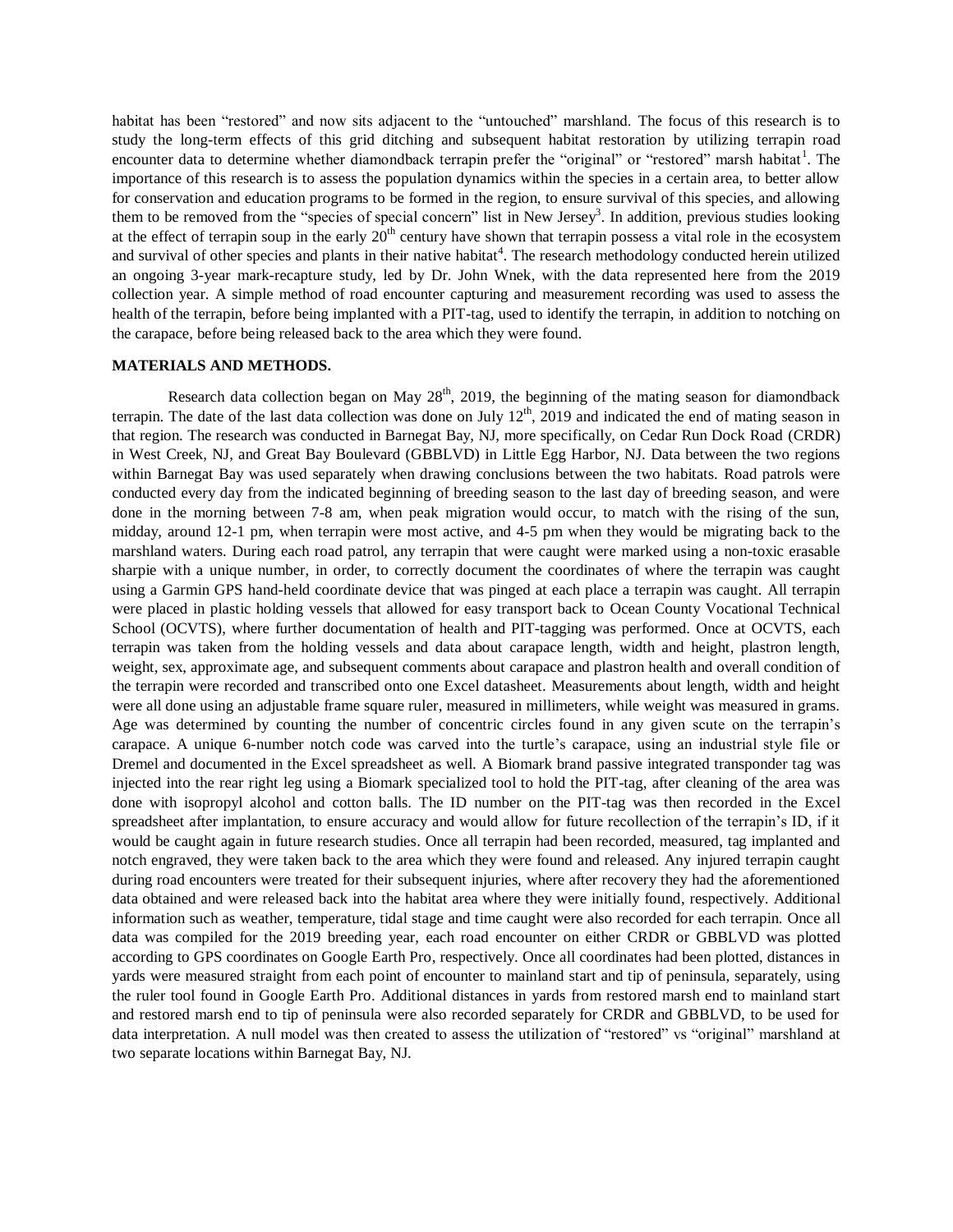habitat has been "restored" and now sits adjacent to the "untouched" marshland. The focus of this research is to study the long-term effects of this grid ditching and subsequent habitat restoration by utilizing terrapin road encounter data to determine whether diamondback terrapin prefer the "original" or "restored" marsh habitat[1]. The importance of this research is to assess the population dynamics within the species in a certain area, to better allow for conservation and education programs to be formed in the region, to ensure survival of this species, and allowing them to be removed from the "species of special concern" list in New Jersey[3]. In addition, previous studies looking at the effect of terrapin soup in the early 20th century have shown that terrapin possess a vital role in the ecosystem and survival of other species and plants in their native habitat[4]. The research methodology conducted herein utilized an ongoing 3-year mark-recapture study, led by Dr. John Wnek, with the data represented here from the 2019 collection year. A simple method of road encounter capturing and measurement recording was used to assess the health of the terrapin, before being implanted with a PIT-tag, used to identify the terrapin, in addition to notching on the carapace, before being released back to the area which they were found.

## MATERIALS AND METHODS.

Research data collection began on May 28th, 2019, the beginning of the mating season for diamondback terrapin. The date of the last data collection was done on July 12th, 2019 and indicated the end of mating season in that region. The research was conducted in Barnegat Bay, NJ, more specifically, on Cedar Run Dock Road (CRDR) in West Creek, NJ, and Great Bay Boulevard (GBBLVD) in Little Egg Harbor, NJ. Data between the two regions within Barnegat Bay was used separately when drawing conclusions between the two habitats. Road patrols were conducted every day from the indicated beginning of breeding season to the last day of breeding season, and were done in the morning between 7-8 am, when peak migration would occur, to match with the rising of the sun, midday, around 12-1 pm, when terrapin were most active, and 4-5 pm when they would be migrating back to the marshland waters. During each road patrol, any terrapin that were caught were marked using a non-toxic erasable sharpie with a unique number, in order, to correctly document the coordinates of where the terrapin was caught using a Garmin GPS hand-held coordinate device that was pinged at each place a terrapin was caught. All terrapin were placed in plastic holding vessels that allowed for easy transport back to Ocean County Vocational Technical School (OCVTS), where further documentation of health and PIT-tagging was performed. Once at OCVTS, each terrapin was taken from the holding vessels and data about carapace length, width and height, plastron length, weight, sex, approximate age, and subsequent comments about carapace and plastron health and overall condition of the terrapin were recorded and transcribed onto one Excel datasheet. Measurements about length, width and height were all done using an adjustable frame square ruler, measured in millimeters, while weight was measured in grams. Age was determined by counting the number of concentric circles found in any given scute on the terrapin's carapace. A unique 6-number notch code was carved into the turtle's carapace, using an industrial style file or Dremel and documented in the Excel spreadsheet as well. A Biomark brand passive integrated transponder tag was injected into the rear right leg using a Biomark specialized tool to hold the PIT-tag, after cleaning of the area was done with isopropyl alcohol and cotton balls. The ID number on the PIT-tag was then recorded in the Excel spreadsheet after implantation, to ensure accuracy and would allow for future recollection of the terrapin's ID, if it would be caught again in future research studies. Once all terrapin had been recorded, measured, tag implanted and notch engraved, they were taken back to the area which they were found and released. Any injured terrapin caught during road encounters were treated for their subsequent injuries, where after recovery they had the aforementioned data obtained and were released back into the habitat area where they were initially found, respectively. Additional information such as weather, temperature, tidal stage and time caught were also recorded for each terrapin. Once all data was compiled for the 2019 breeding year, each road encounter on either CRDR or GBBLVD was plotted according to GPS coordinates on Google Earth Pro, respectively. Once all coordinates had been plotted, distances in yards were measured straight from each point of encounter to mainland start and tip of peninsula, separately, using the ruler tool found in Google Earth Pro. Additional distances in yards from restored marsh end to mainland start and restored marsh end to tip of peninsula were also recorded separately for CRDR and GBBLVD, to be used for data interpretation. A null model was then created to assess the utilization of "restored" vs "original" marshland at two separate locations within Barnegat Bay, NJ.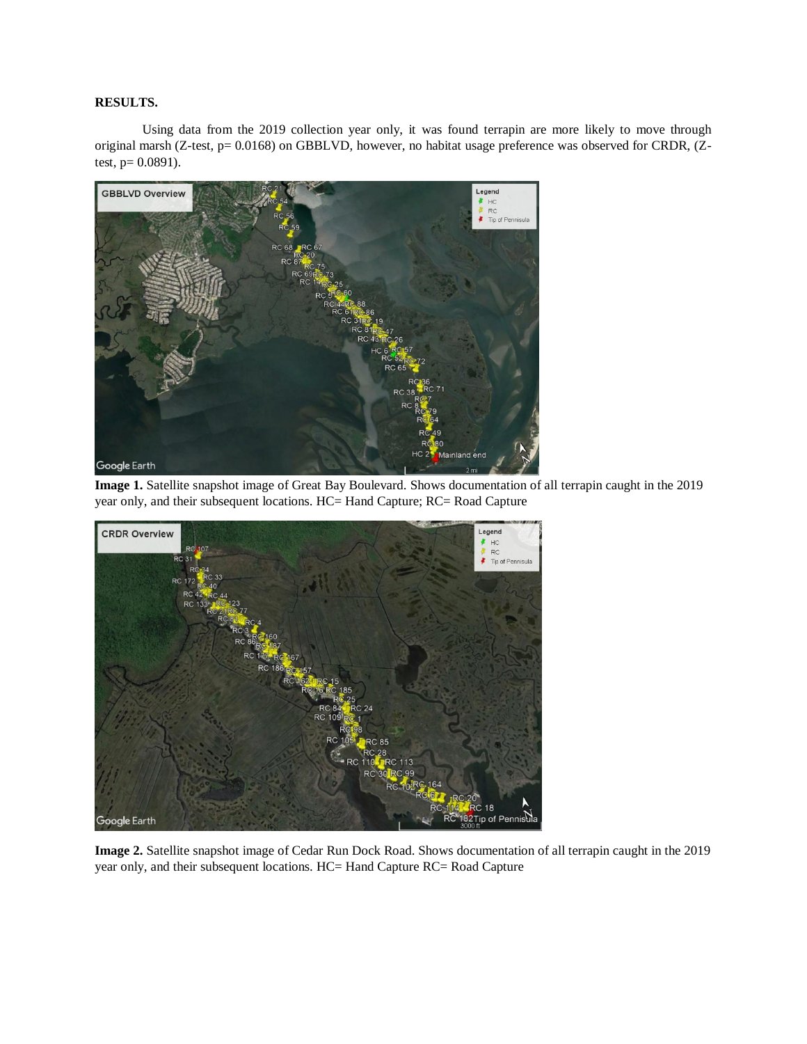**RESULTS.**

Using data from the 2019 collection year only, it was found terrapin are more likely to move through original marsh (Z-test, $p = 0.0168$) on GBBLVD, however, no habitat usage preference was observed for CRDR, (Z-test, $p = 0.0891$).

**Image 1.** Satellite snapshot image of Great Bay Boulevard. Shows documentation of all terrapin caught in the 2019 year only, and their subsequent locations. HC= Hand Capture; RC= Road Capture

**Image 2.** Satellite snapshot image of Cedar Run Dock Road. Shows documentation of all terrapin caught in the 2019 year only, and their subsequent locations. HC= Hand Capture RC= Road Capture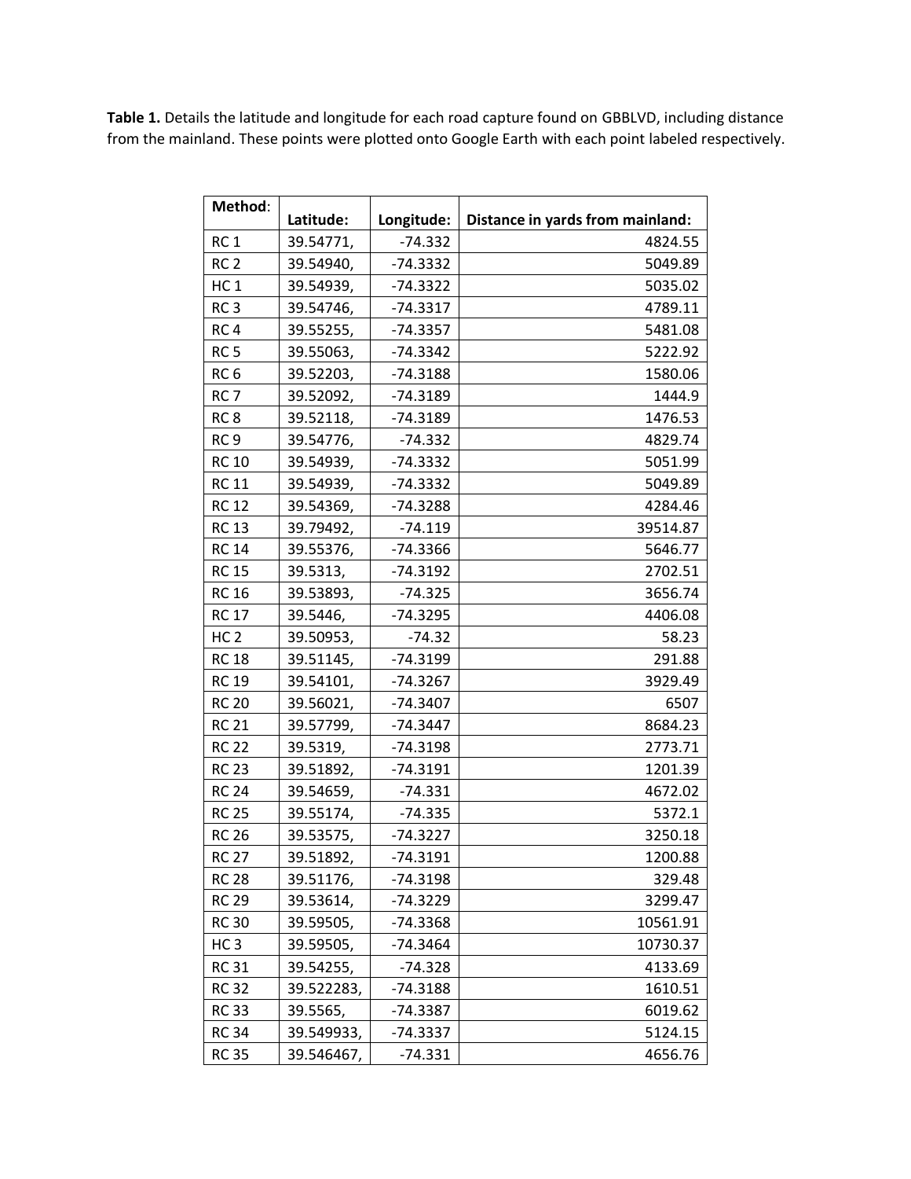**Table 1.** Details the latitude and longitude for each road capture found on GBBLVD, including distance from the mainland. These points were plotted onto Google Earth with each point labeled respectively.

| Method: | Latitude: | Longitude: | Distance in yards from mainland: |
|---|---|---|---|
| RC 1 | 39.54771, | -74.332 | 4824.55 |
| RC 2 | 39.54940, | -74.3332 | 5049.89 |
| HC 1 | 39.54939, | -74.3322 | 5035.02 |
| RC 3 | 39.54746, | -74.3317 | 4789.11 |
| RC 4 | 39.55255, | -74.3357 | 5481.08 |
| RC 5 | 39.55063, | -74.3342 | 5222.92 |
| RC 6 | 39.52203, | -74.3188 | 1580.06 |
| RC 7 | 39.52092, | -74.3189 | 1444.9 |
| RC 8 | 39.52118, | -74.3189 | 1476.53 |
| RC 9 | 39.54776, | -74.332 | 4829.74 |
| RC 10 | 39.54939, | -74.3332 | 5051.99 |
| RC 11 | 39.54939, | -74.3332 | 5049.89 |
| RC 12 | 39.54369, | -74.3288 | 4284.46 |
| RC 13 | 39.79492, | -74.119 | 39514.87 |
| RC 14 | 39.55376, | -74.3366 | 5646.77 |
| RC 15 | 39.5313, | -74.3192 | 2702.51 |
| RC 16 | 39.53893, | -74.325 | 3656.74 |
| RC 17 | 39.5446, | -74.3295 | 4406.08 |
| HC 2 | 39.50953, | -74.32 | 58.23 |
| RC 18 | 39.51145, | -74.3199 | 291.88 |
| RC 19 | 39.54101, | -74.3267 | 3929.49 |
| RC 20 | 39.56021, | -74.3407 | 6507 |
| RC 21 | 39.57799, | -74.3447 | 8684.23 |
| RC 22 | 39.5319, | -74.3198 | 2773.71 |
| RC 23 | 39.51892, | -74.3191 | 1201.39 |
| RC 24 | 39.54659, | -74.331 | 4672.02 |
| RC 25 | 39.55174, | -74.335 | 5372.1 |
| RC 26 | 39.53575, | -74.3227 | 3250.18 |
| RC 27 | 39.51892, | -74.3191 | 1200.88 |
| RC 28 | 39.51176, | -74.3198 | 329.48 |
| RC 29 | 39.53614, | -74.3229 | 3299.47 |
| RC 30 | 39.59505, | -74.3368 | 10561.91 |
| HC 3 | 39.59505, | -74.3464 | 10730.37 |
| RC 31 | 39.54255, | -74.328 | 4133.69 |
| RC 32 | 39.522283, | -74.3188 | 1610.51 |
| RC 33 | 39.5565, | -74.3387 | 6019.62 |
| RC 34 | 39.549933, | -74.3337 | 5124.15 |
| RC 35 | 39.546467, | -74.331 | 4656.76 |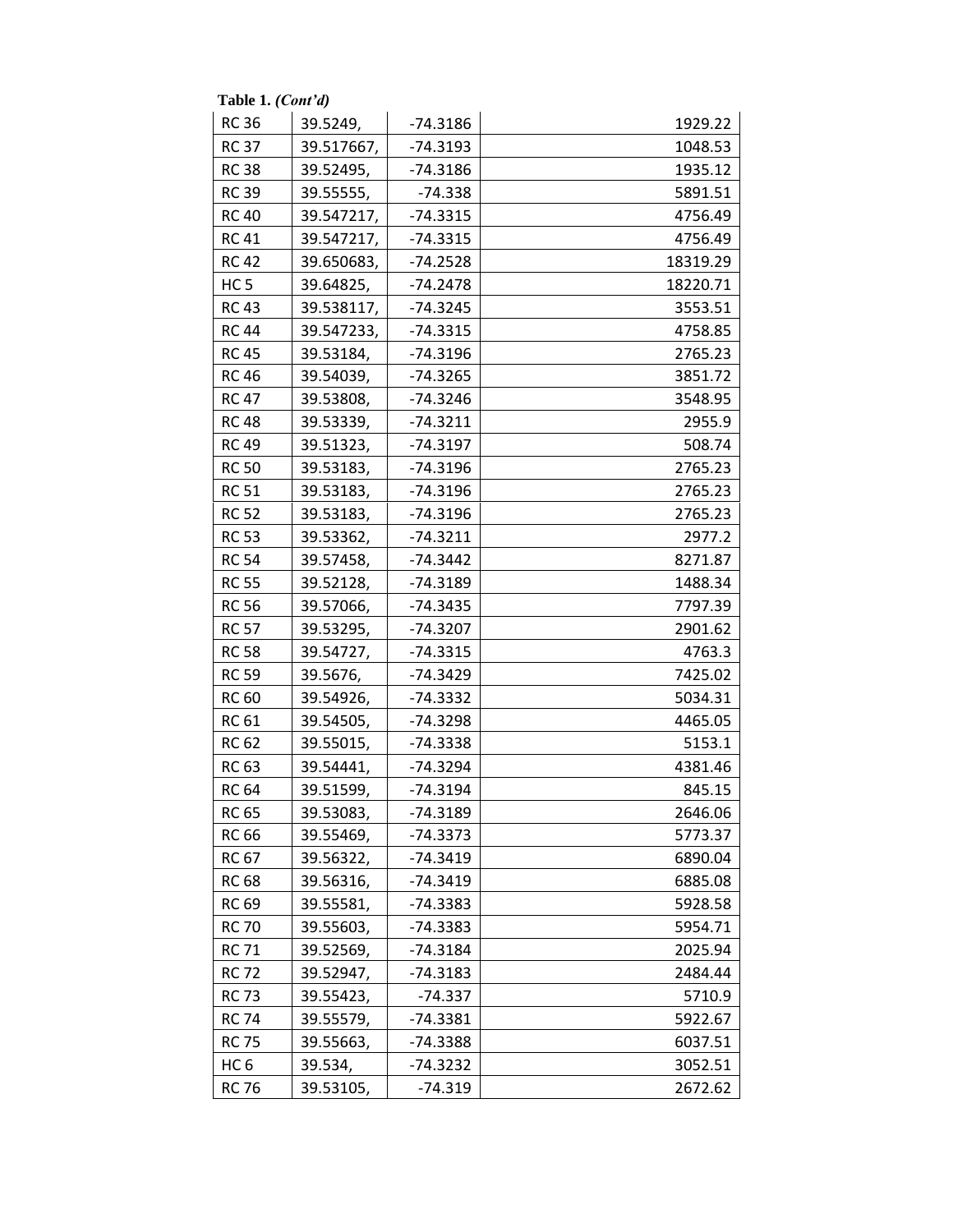**Table 1.** ***(Cont'd)***

| | | | |
|---|---|---|---|
| RC 36 | 39.5249, | -74.3186 | 1929.22 |
| RC 37 | 39.517667, | -74.3193 | 1048.53 |
| RC 38 | 39.52495, | -74.3186 | 1935.12 |
| RC 39 | 39.55555, | -74.338 | 5891.51 |
| RC 40 | 39.547217, | -74.3315 | 4756.49 |
| RC 41 | 39.547217, | -74.3315 | 4756.49 |
| RC 42 | 39.650683, | -74.2528 | 18319.29 |
| HC 5 | 39.64825, | -74.2478 | 18220.71 |
| RC 43 | 39.538117, | -74.3245 | 3553.51 |
| RC 44 | 39.547233, | -74.3315 | 4758.85 |
| RC 45 | 39.53184, | -74.3196 | 2765.23 |
| RC 46 | 39.54039, | -74.3265 | 3851.72 |
| RC 47 | 39.53808, | -74.3246 | 3548.95 |
| RC 48 | 39.53339, | -74.3211 | 2955.9 |
| RC 49 | 39.51323, | -74.3197 | 508.74 |
| RC 50 | 39.53183, | -74.3196 | 2765.23 |
| RC 51 | 39.53183, | -74.3196 | 2765.23 |
| RC 52 | 39.53183, | -74.3196 | 2765.23 |
| RC 53 | 39.53362, | -74.3211 | 2977.2 |
| RC 54 | 39.57458, | -74.3442 | 8271.87 |
| RC 55 | 39.52128, | -74.3189 | 1488.34 |
| RC 56 | 39.57066, | -74.3435 | 7797.39 |
| RC 57 | 39.53295, | -74.3207 | 2901.62 |
| RC 58 | 39.54727, | -74.3315 | 4763.3 |
| RC 59 | 39.5676, | -74.3429 | 7425.02 |
| RC 60 | 39.54926, | -74.3332 | 5034.31 |
| RC 61 | 39.54505, | -74.3298 | 4465.05 |
| RC 62 | 39.55015, | -74.3338 | 5153.1 |
| RC 63 | 39.54441, | -74.3294 | 4381.46 |
| RC 64 | 39.51599, | -74.3194 | 845.15 |
| RC 65 | 39.53083, | -74.3189 | 2646.06 |
| RC 66 | 39.55469, | -74.3373 | 5773.37 |
| RC 67 | 39.56322, | -74.3419 | 6890.04 |
| RC 68 | 39.56316, | -74.3419 | 6885.08 |
| RC 69 | 39.55581, | -74.3383 | 5928.58 |
| RC 70 | 39.55603, | -74.3383 | 5954.71 |
| RC 71 | 39.52569, | -74.3184 | 2025.94 |
| RC 72 | 39.52947, | -74.3183 | 2484.44 |
| RC 73 | 39.55423, | -74.337 | 5710.9 |
| RC 74 | 39.55579, | -74.3381 | 5922.67 |
| RC 75 | 39.55663, | -74.3388 | 6037.51 |
| HC 6 | 39.534, | -74.3232 | 3052.51 |
| RC 76 | 39.53105, | -74.319 | 2672.62 |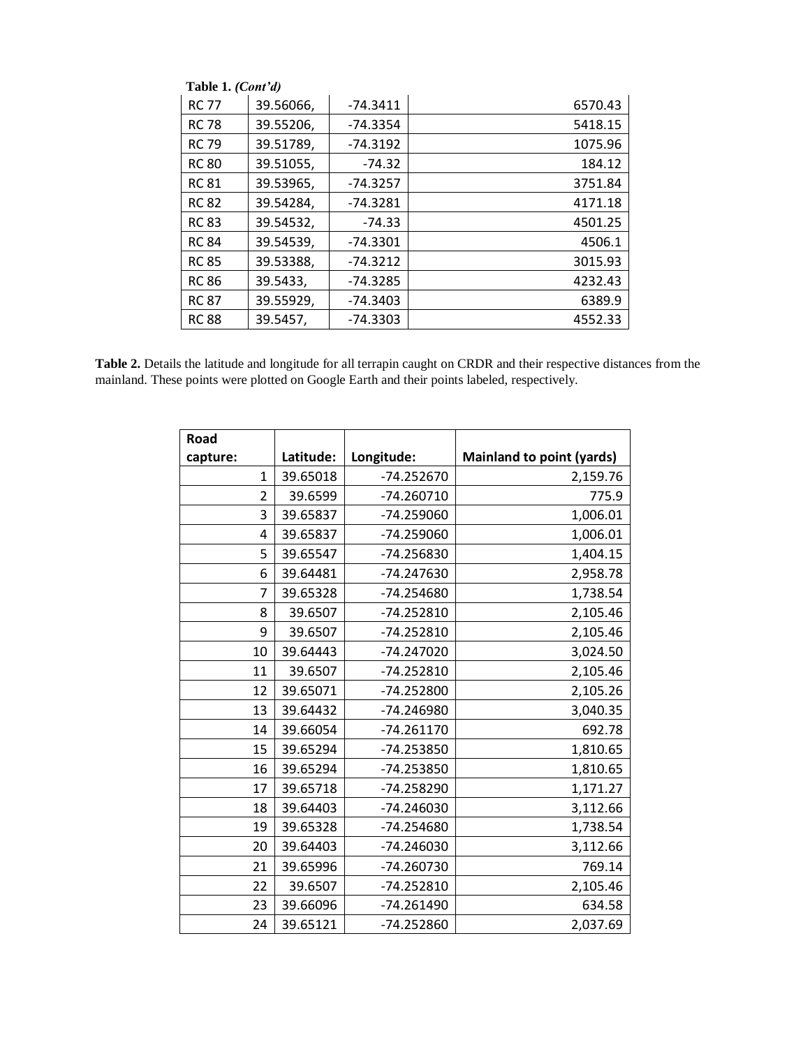**Table 1.** ***(Cont'd)***

| | | | |
|---|---|---|---|
| RC 77 | 39.56066, | -74.3411 | 6570.43 |
| RC 78 | 39.55206, | -74.3354 | 5418.15 |
| RC 79 | 39.51789, | -74.3192 | 1075.96 |
| RC 80 | 39.51055, | -74.32 | 184.12 |
| RC 81 | 39.53965, | -74.3257 | 3751.84 |
| RC 82 | 39.54284, | -74.3281 | 4171.18 |
| RC 83 | 39.54532, | -74.33 | 4501.25 |
| RC 84 | 39.54539, | -74.3301 | 4506.1 |
| RC 85 | 39.53388, | -74.3212 | 3015.93 |
| RC 86 | 39.5433, | -74.3285 | 4232.43 |
| RC 87 | 39.55929, | -74.3403 | 6389.9 |
| RC 88 | 39.5457, | -74.3303 | 4552.33 |

**Table 2.** Details the latitude and longitude for all terrapin caught on CRDR and their respective distances from the mainland. These points were plotted on Google Earth and their points labeled, respectively.

| Road capture: | Latitude: | Longitude: | Mainland to point (yards) |
|---|---|---|---|
| 1 | 39.65018 | -74.252670 | 2,159.76 |
| 2 | 39.6599 | -74.260710 | 775.9 |
| 3 | 39.65837 | -74.259060 | 1,006.01 |
| 4 | 39.65837 | -74.259060 | 1,006.01 |
| 5 | 39.65547 | -74.256830 | 1,404.15 |
| 6 | 39.64481 | -74.247630 | 2,958.78 |
| 7 | 39.65328 | -74.254680 | 1,738.54 |
| 8 | 39.6507 | -74.252810 | 2,105.46 |
| 9 | 39.6507 | -74.252810 | 2,105.46 |
| 10 | 39.64443 | -74.247020 | 3,024.50 |
| 11 | 39.6507 | -74.252810 | 2,105.46 |
| 12 | 39.65071 | -74.252800 | 2,105.26 |
| 13 | 39.64432 | -74.246980 | 3,040.35 |
| 14 | 39.66054 | -74.261170 | 692.78 |
| 15 | 39.65294 | -74.253850 | 1,810.65 |
| 16 | 39.65294 | -74.253850 | 1,810.65 |
| 17 | 39.65718 | -74.258290 | 1,171.27 |
| 18 | 39.64403 | -74.246030 | 3,112.66 |
| 19 | 39.65328 | -74.254680 | 1,738.54 |
| 20 | 39.64403 | -74.246030 | 3,112.66 |
| 21 | 39.65996 | -74.260730 | 769.14 |
| 22 | 39.6507 | -74.252810 | 2,105.46 |
| 23 | 39.66096 | -74.261490 | 634.58 |
| 24 | 39.65121 | -74.252860 | 2,037.69 |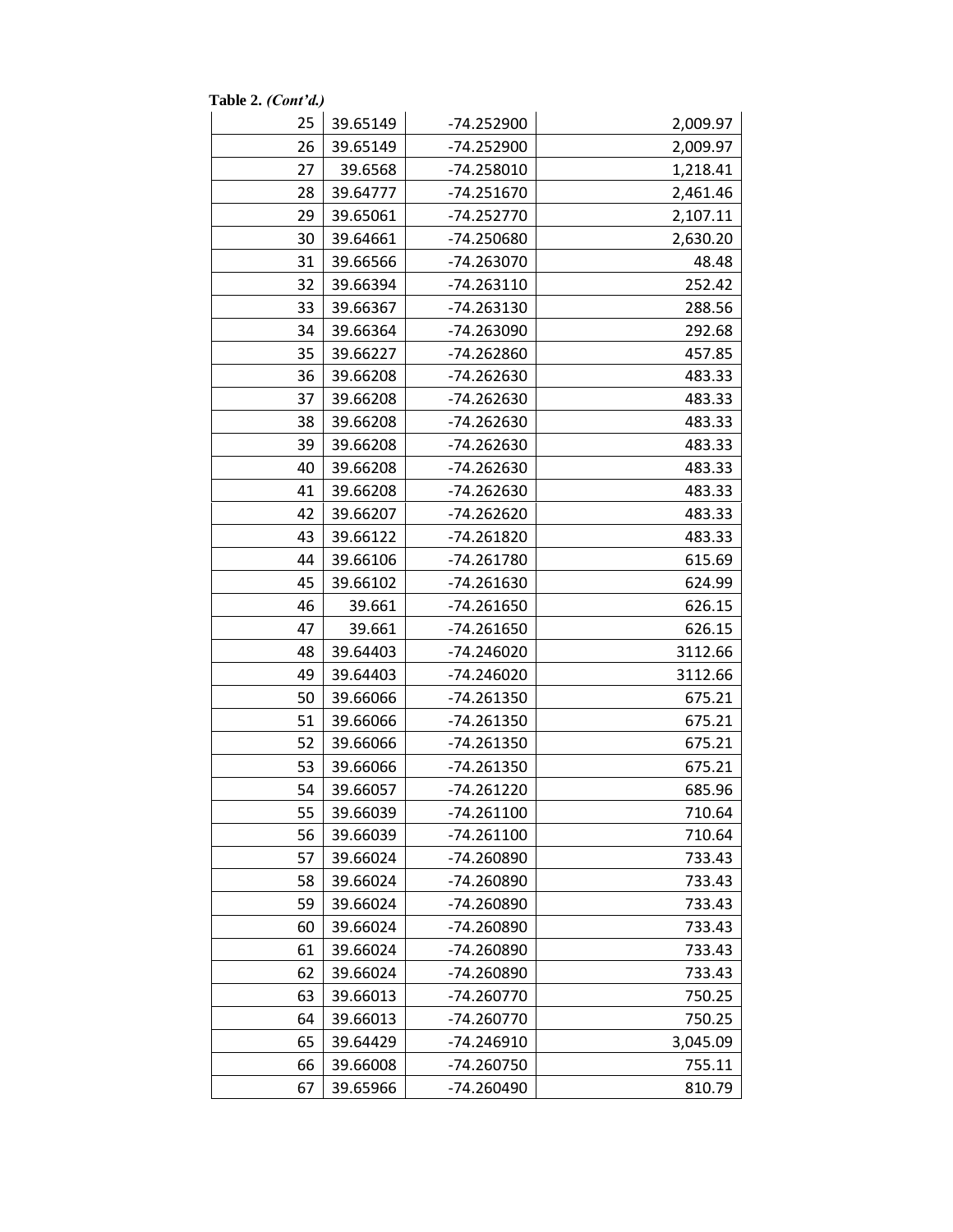**Table 2.** *(Cont'd.)*

| | | | |
|---|---|---|---|
| 25 | 39.65149 | -74.252900 | 2,009.97 |
| 26 | 39.65149 | -74.252900 | 2,009.97 |
| 27 | 39.6568 | -74.258010 | 1,218.41 |
| 28 | 39.64777 | -74.251670 | 2,461.46 |
| 29 | 39.65061 | -74.252770 | 2,107.11 |
| 30 | 39.64661 | -74.250680 | 2,630.20 |
| 31 | 39.66566 | -74.263070 | 48.48 |
| 32 | 39.66394 | -74.263110 | 252.42 |
| 33 | 39.66367 | -74.263130 | 288.56 |
| 34 | 39.66364 | -74.263090 | 292.68 |
| 35 | 39.66227 | -74.262860 | 457.85 |
| 36 | 39.66208 | -74.262630 | 483.33 |
| 37 | 39.66208 | -74.262630 | 483.33 |
| 38 | 39.66208 | -74.262630 | 483.33 |
| 39 | 39.66208 | -74.262630 | 483.33 |
| 40 | 39.66208 | -74.262630 | 483.33 |
| 41 | 39.66208 | -74.262630 | 483.33 |
| 42 | 39.66207 | -74.262620 | 483.33 |
| 43 | 39.66122 | -74.261820 | 483.33 |
| 44 | 39.66106 | -74.261780 | 615.69 |
| 45 | 39.66102 | -74.261630 | 624.99 |
| 46 | 39.661 | -74.261650 | 626.15 |
| 47 | 39.661 | -74.261650 | 626.15 |
| 48 | 39.64403 | -74.246020 | 3112.66 |
| 49 | 39.64403 | -74.246020 | 3112.66 |
| 50 | 39.66066 | -74.261350 | 675.21 |
| 51 | 39.66066 | -74.261350 | 675.21 |
| 52 | 39.66066 | -74.261350 | 675.21 |
| 53 | 39.66066 | -74.261350 | 675.21 |
| 54 | 39.66057 | -74.261220 | 685.96 |
| 55 | 39.66039 | -74.261100 | 710.64 |
| 56 | 39.66039 | -74.261100 | 710.64 |
| 57 | 39.66024 | -74.260890 | 733.43 |
| 58 | 39.66024 | -74.260890 | 733.43 |
| 59 | 39.66024 | -74.260890 | 733.43 |
| 60 | 39.66024 | -74.260890 | 733.43 |
| 61 | 39.66024 | -74.260890 | 733.43 |
| 62 | 39.66024 | -74.260890 | 733.43 |
| 63 | 39.66013 | -74.260770 | 750.25 |
| 64 | 39.66013 | -74.260770 | 750.25 |
| 65 | 39.64429 | -74.246910 | 3,045.09 |
| 66 | 39.66008 | -74.260750 | 755.11 |
| 67 | 39.65966 | -74.260490 | 810.79 |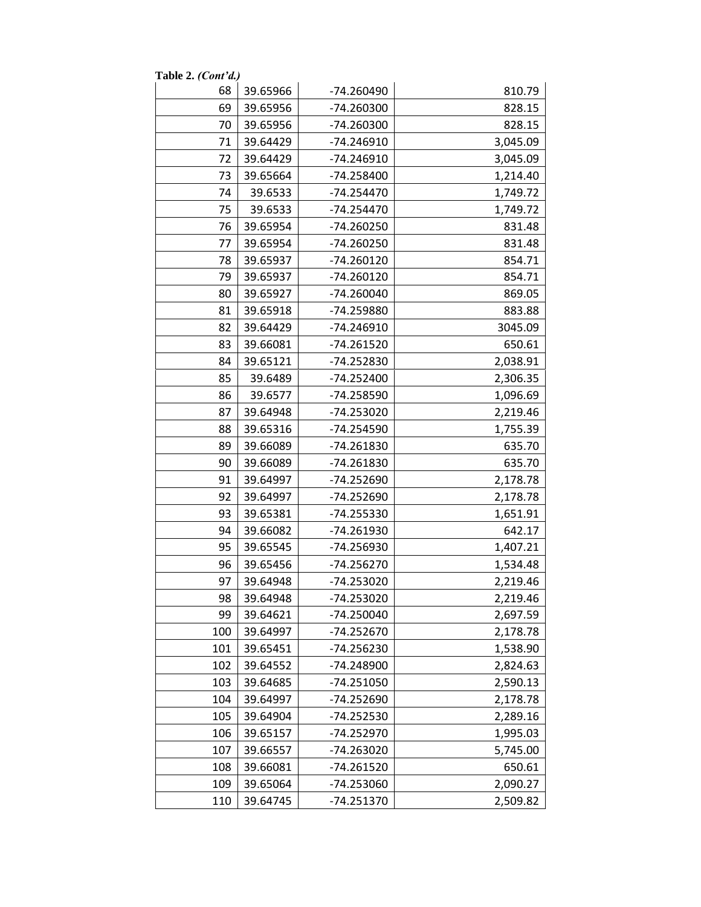**Table 2.** *(Cont'd.)*

| | | | |
|---|---|---|---|
| 68 | 39.65966 | -74.260490 | 810.79 |
| 69 | 39.65956 | -74.260300 | 828.15 |
| 70 | 39.65956 | -74.260300 | 828.15 |
| 71 | 39.64429 | -74.246910 | 3,045.09 |
| 72 | 39.64429 | -74.246910 | 3,045.09 |
| 73 | 39.65664 | -74.258400 | 1,214.40 |
| 74 | 39.6533 | -74.254470 | 1,749.72 |
| 75 | 39.6533 | -74.254470 | 1,749.72 |
| 76 | 39.65954 | -74.260250 | 831.48 |
| 77 | 39.65954 | -74.260250 | 831.48 |
| 78 | 39.65937 | -74.260120 | 854.71 |
| 79 | 39.65937 | -74.260120 | 854.71 |
| 80 | 39.65927 | -74.260040 | 869.05 |
| 81 | 39.65918 | -74.259880 | 883.88 |
| 82 | 39.64429 | -74.246910 | 3045.09 |
| 83 | 39.66081 | -74.261520 | 650.61 |
| 84 | 39.65121 | -74.252830 | 2,038.91 |
| 85 | 39.6489 | -74.252400 | 2,306.35 |
| 86 | 39.6577 | -74.258590 | 1,096.69 |
| 87 | 39.64948 | -74.253020 | 2,219.46 |
| 88 | 39.65316 | -74.254590 | 1,755.39 |
| 89 | 39.66089 | -74.261830 | 635.70 |
| 90 | 39.66089 | -74.261830 | 635.70 |
| 91 | 39.64997 | -74.252690 | 2,178.78 |
| 92 | 39.64997 | -74.252690 | 2,178.78 |
| 93 | 39.65381 | -74.255330 | 1,651.91 |
| 94 | 39.66082 | -74.261930 | 642.17 |
| 95 | 39.65545 | -74.256930 | 1,407.21 |
| 96 | 39.65456 | -74.256270 | 1,534.48 |
| 97 | 39.64948 | -74.253020 | 2,219.46 |
| 98 | 39.64948 | -74.253020 | 2,219.46 |
| 99 | 39.64621 | -74.250040 | 2,697.59 |
| 100 | 39.64997 | -74.252670 | 2,178.78 |
| 101 | 39.65451 | -74.256230 | 1,538.90 |
| 102 | 39.64552 | -74.248900 | 2,824.63 |
| 103 | 39.64685 | -74.251050 | 2,590.13 |
| 104 | 39.64997 | -74.252690 | 2,178.78 |
| 105 | 39.64904 | -74.252530 | 2,289.16 |
| 106 | 39.65157 | -74.252970 | 1,995.03 |
| 107 | 39.66557 | -74.263020 | 5,745.00 |
| 108 | 39.66081 | -74.261520 | 650.61 |
| 109 | 39.65064 | -74.253060 | 2,090.27 |
| 110 | 39.64745 | -74.251370 | 2,509.82 |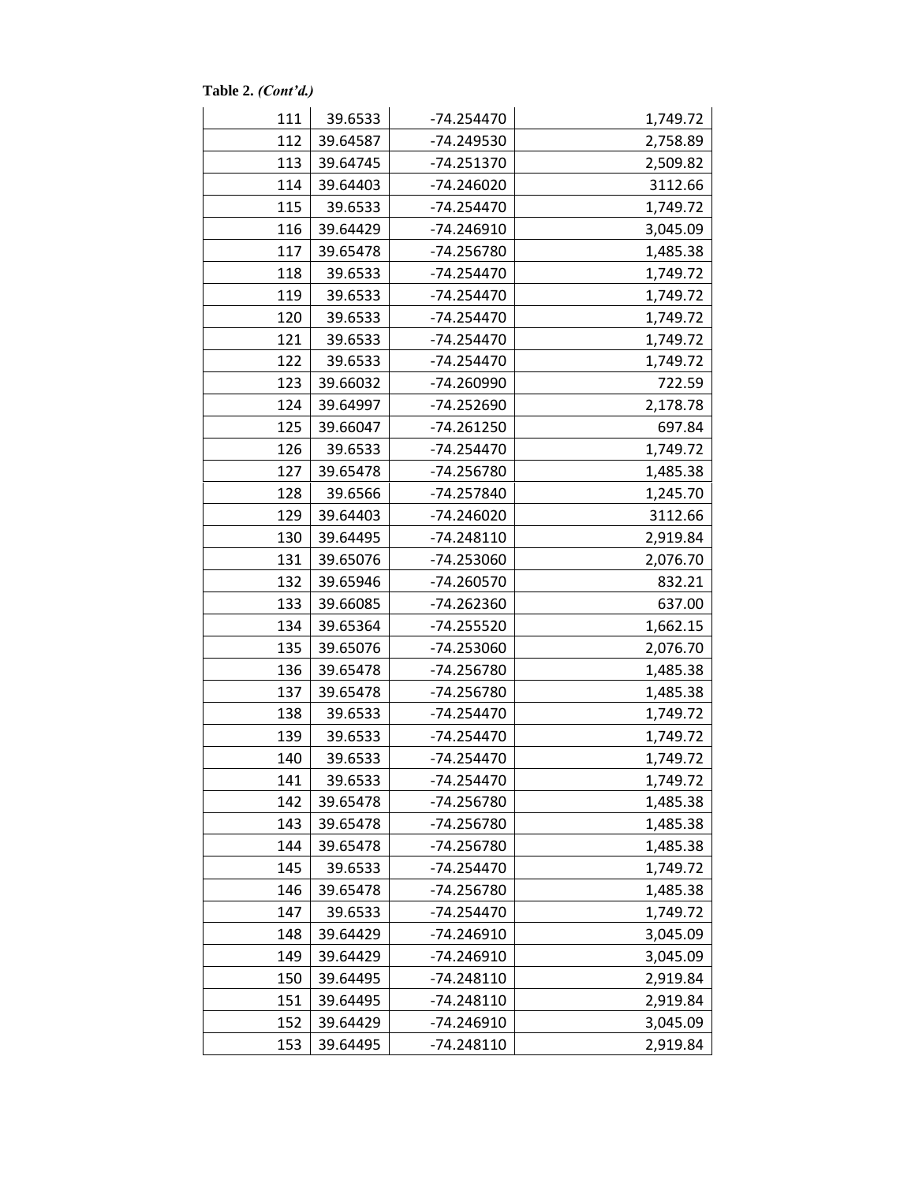**Table 2.** ***(Cont'd.)***

| | | | |
|---|---|---|---|
| 111 | 39.6533 | -74.254470 | 1,749.72 |
| 112 | 39.64587 | -74.249530 | 2,758.89 |
| 113 | 39.64745 | -74.251370 | 2,509.82 |
| 114 | 39.64403 | -74.246020 | 3112.66 |
| 115 | 39.6533 | -74.254470 | 1,749.72 |
| 116 | 39.64429 | -74.246910 | 3,045.09 |
| 117 | 39.65478 | -74.256780 | 1,485.38 |
| 118 | 39.6533 | -74.254470 | 1,749.72 |
| 119 | 39.6533 | -74.254470 | 1,749.72 |
| 120 | 39.6533 | -74.254470 | 1,749.72 |
| 121 | 39.6533 | -74.254470 | 1,749.72 |
| 122 | 39.6533 | -74.254470 | 1,749.72 |
| 123 | 39.66032 | -74.260990 | 722.59 |
| 124 | 39.64997 | -74.252690 | 2,178.78 |
| 125 | 39.66047 | -74.261250 | 697.84 |
| 126 | 39.6533 | -74.254470 | 1,749.72 |
| 127 | 39.65478 | -74.256780 | 1,485.38 |
| 128 | 39.6566 | -74.257840 | 1,245.70 |
| 129 | 39.64403 | -74.246020 | 3112.66 |
| 130 | 39.64495 | -74.248110 | 2,919.84 |
| 131 | 39.65076 | -74.253060 | 2,076.70 |
| 132 | 39.65946 | -74.260570 | 832.21 |
| 133 | 39.66085 | -74.262360 | 637.00 |
| 134 | 39.65364 | -74.255520 | 1,662.15 |
| 135 | 39.65076 | -74.253060 | 2,076.70 |
| 136 | 39.65478 | -74.256780 | 1,485.38 |
| 137 | 39.65478 | -74.256780 | 1,485.38 |
| 138 | 39.6533 | -74.254470 | 1,749.72 |
| 139 | 39.6533 | -74.254470 | 1,749.72 |
| 140 | 39.6533 | -74.254470 | 1,749.72 |
| 141 | 39.6533 | -74.254470 | 1,749.72 |
| 142 | 39.65478 | -74.256780 | 1,485.38 |
| 143 | 39.65478 | -74.256780 | 1,485.38 |
| 144 | 39.65478 | -74.256780 | 1,485.38 |
| 145 | 39.6533 | -74.254470 | 1,749.72 |
| 146 | 39.65478 | -74.256780 | 1,485.38 |
| 147 | 39.6533 | -74.254470 | 1,749.72 |
| 148 | 39.64429 | -74.246910 | 3,045.09 |
| 149 | 39.64429 | -74.246910 | 3,045.09 |
| 150 | 39.64495 | -74.248110 | 2,919.84 |
| 151 | 39.64495 | -74.248110 | 2,919.84 |
| 152 | 39.64429 | -74.246910 | 3,045.09 |
| 153 | 39.64495 | -74.248110 | 2,919.84 |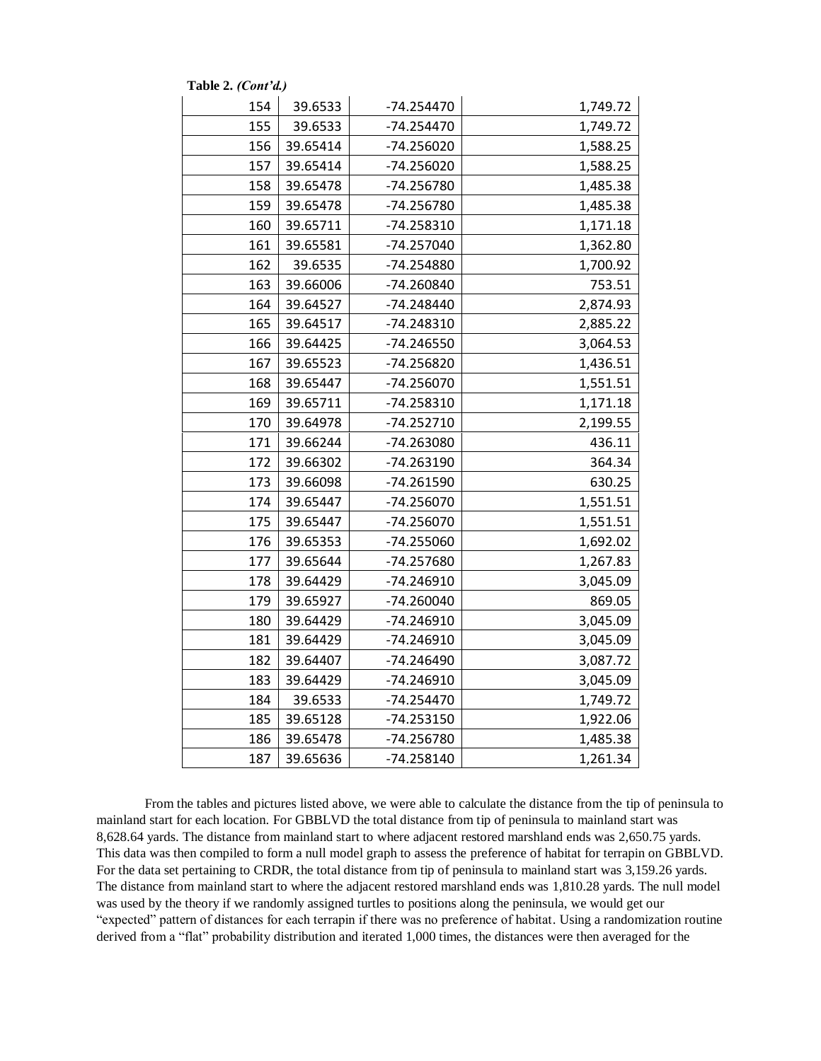**Table 2.** *(Cont'd.)*

| | | | |
|---|---|---|---|
| 154 | 39.6533 | -74.254470 | 1,749.72 |
| 155 | 39.6533 | -74.254470 | 1,749.72 |
| 156 | 39.65414 | -74.256020 | 1,588.25 |
| 157 | 39.65414 | -74.256020 | 1,588.25 |
| 158 | 39.65478 | -74.256780 | 1,485.38 |
| 159 | 39.65478 | -74.256780 | 1,485.38 |
| 160 | 39.65711 | -74.258310 | 1,171.18 |
| 161 | 39.65581 | -74.257040 | 1,362.80 |
| 162 | 39.6535 | -74.254880 | 1,700.92 |
| 163 | 39.66006 | -74.260840 | 753.51 |
| 164 | 39.64527 | -74.248440 | 2,874.93 |
| 165 | 39.64517 | -74.248310 | 2,885.22 |
| 166 | 39.64425 | -74.246550 | 3,064.53 |
| 167 | 39.65523 | -74.256820 | 1,436.51 |
| 168 | 39.65447 | -74.256070 | 1,551.51 |
| 169 | 39.65711 | -74.258310 | 1,171.18 |
| 170 | 39.64978 | -74.252710 | 2,199.55 |
| 171 | 39.66244 | -74.263080 | 436.11 |
| 172 | 39.66302 | -74.263190 | 364.34 |
| 173 | 39.66098 | -74.261590 | 630.25 |
| 174 | 39.65447 | -74.256070 | 1,551.51 |
| 175 | 39.65447 | -74.256070 | 1,551.51 |
| 176 | 39.65353 | -74.255060 | 1,692.02 |
| 177 | 39.65644 | -74.257680 | 1,267.83 |
| 178 | 39.64429 | -74.246910 | 3,045.09 |
| 179 | 39.65927 | -74.260040 | 869.05 |
| 180 | 39.64429 | -74.246910 | 3,045.09 |
| 181 | 39.64429 | -74.246910 | 3,045.09 |
| 182 | 39.64407 | -74.246490 | 3,087.72 |
| 183 | 39.64429 | -74.246910 | 3,045.09 |
| 184 | 39.6533 | -74.254470 | 1,749.72 |
| 185 | 39.65128 | -74.253150 | 1,922.06 |
| 186 | 39.65478 | -74.256780 | 1,485.38 |
| 187 | 39.65636 | -74.258140 | 1,261.34 |

From the tables and pictures listed above, we were able to calculate the distance from the tip of peninsula to mainland start for each location. For GBBLVD the total distance from tip of peninsula to mainland start was 8,628.64 yards. The distance from mainland start to where adjacent restored marshland ends was 2,650.75 yards. This data was then compiled to form a null model graph to assess the preference of habitat for terrapin on GBBLVD. For the data set pertaining to CRDR, the total distance from tip of peninsula to mainland start was 3,159.26 yards. The distance from mainland start to where the adjacent restored marshland ends was 1,810.28 yards. The null model was used by the theory if we randomly assigned turtles to positions along the peninsula, we would get our "expected" pattern of distances for each terrapin if there was no preference of habitat. Using a randomization routine derived from a "flat" probability distribution and iterated 1,000 times, the distances were then averaged for the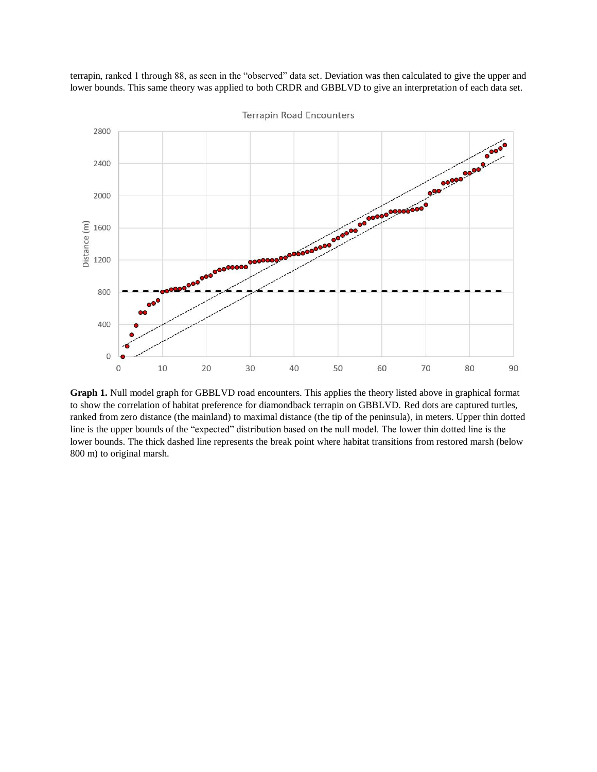terrapin, ranked 1 through 88, as seen in the "observed" data set. Deviation was then calculated to give the upper and lower bounds. This same theory was applied to both CRDR and GBBLVD to give an interpretation of each data set.

**Graph 1.** Null model graph for GBBLVD road encounters. This applies the theory listed above in graphical format to show the correlation of habitat preference for diamondback terrapin on GBBLVD. Red dots are captured turtles, ranked from zero distance (the mainland) to maximal distance (the tip of the peninsula), in meters. Upper thin dotted line is the upper bounds of the "expected" distribution based on the null model. The lower thin dotted line is the lower bounds. The thick dashed line represents the break point where habitat transitions from restored marsh (below 800 m) to original marsh.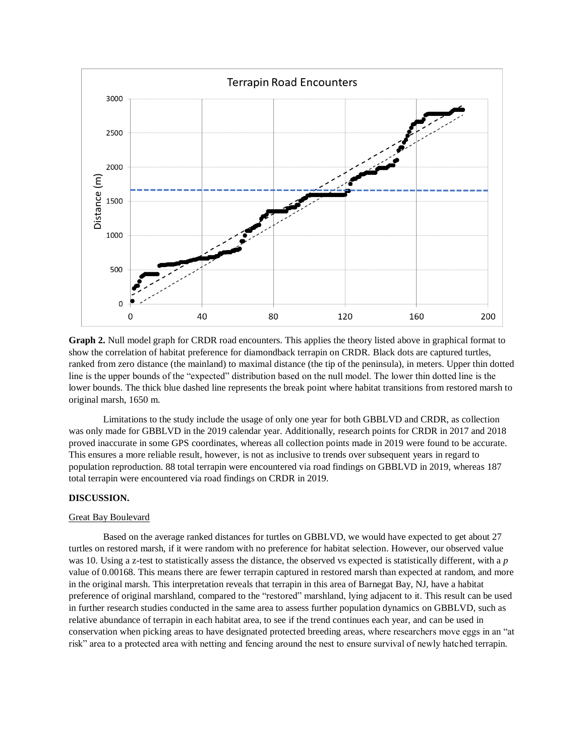**Graph 2.** Null model graph for CRDR road encounters. This applies the theory listed above in graphical format to show the correlation of habitat preference for diamondback terrapin on CRDR. Black dots are captured turtles, ranked from zero distance (the mainland) to maximal distance (the tip of the peninsula), in meters. Upper thin dotted line is the upper bounds of the "expected" distribution based on the null model. The lower thin dotted line is the lower bounds. The thick blue dashed line represents the break point where habitat transitions from restored marsh to original marsh, 1650 m.

Limitations to the study include the usage of only one year for both GBBLVD and CRDR, as collection was only made for GBBLVD in the 2019 calendar year. Additionally, research points for CRDR in 2017 and 2018 proved inaccurate in some GPS coordinates, whereas all collection points made in 2019 were found to be accurate. This ensures a more reliable result, however, is not as inclusive to trends over subsequent years in regard to population reproduction. 88 total terrapin were encountered via road findings on GBBLVD in 2019, whereas 187 total terrapin were encountered via road findings on CRDR in 2019.

## DISCUSSION.

### Great Bay Boulevard

Based on the average ranked distances for turtles on GBBLVD, we would have expected to get about 27 turtles on restored marsh, if it were random with no preference for habitat selection. However, our observed value was 10. Using a z-test to statistically assess the distance, the observed vs expected is statistically different, with a *p* value of 0.00168. This means there are fewer terrapin captured in restored marsh than expected at random, and more in the original marsh. This interpretation reveals that terrapin in this area of Barnegat Bay, NJ, have a habitat preference of original marshland, compared to the "restored" marshland, lying adjacent to it. This result can be used in further research studies conducted in the same area to assess further population dynamics on GBBLVD, such as relative abundance of terrapin in each habitat area, to see if the trend continues each year, and can be used in conservation when picking areas to have designated protected breeding areas, where researchers move eggs in an "at risk" area to a protected area with netting and fencing around the nest to ensure survival of newly hatched terrapin.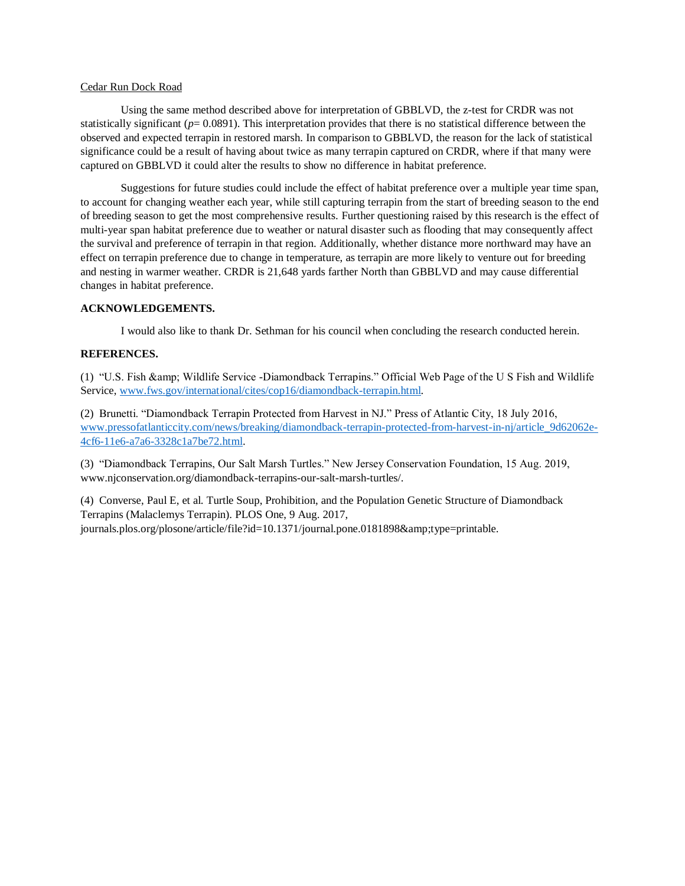Cedar Run Dock Road

Using the same method described above for interpretation of GBBLVD, the z-test for CRDR was not statistically significant ($p$= 0.0891). This interpretation provides that there is no statistical difference between the observed and expected terrapin in restored marsh. In comparison to GBBLVD, the reason for the lack of statistical significance could be a result of having about twice as many terrapin captured on CRDR, where if that many were captured on GBBLVD it could alter the results to show no difference in habitat preference.

Suggestions for future studies could include the effect of habitat preference over a multiple year time span, to account for changing weather each year, while still capturing terrapin from the start of breeding season to the end of breeding season to get the most comprehensive results. Further questioning raised by this research is the effect of multi-year span habitat preference due to weather or natural disaster such as flooding that may consequently affect the survival and preference of terrapin in that region. Additionally, whether distance more northward may have an effect on terrapin preference due to change in temperature, as terrapin are more likely to venture out for breeding and nesting in warmer weather. CRDR is 21,648 yards farther North than GBBLVD and may cause differential changes in habitat preference.

**ACKNOWLEDGEMENTS.**

I would also like to thank Dr. Sethman for his council when concluding the research conducted herein.

**REFERENCES.**

(1) "U.S. Fish &amp; Wildlife Service -Diamondback Terrapins." Official Web Page of the U S Fish and Wildlife Service, www.fws.gov/international/cites/cop16/diamondback-terrapin.html.

(2) Brunetti. "Diamondback Terrapin Protected from Harvest in NJ." Press of Atlantic City, 18 July 2016, www.pressofatlanticcity.com/news/breaking/diamondback-terrapin-protected-from-harvest-in-nj/article_9d62062e-4cf6-11e6-a7a6-3328c1a7be72.html.

(3) "Diamondback Terrapins, Our Salt Marsh Turtles." New Jersey Conservation Foundation, 15 Aug. 2019, www.njconservation.org/diamondback-terrapins-our-salt-marsh-turtles/.

(4) Converse, Paul E, et al. Turtle Soup, Prohibition, and the Population Genetic Structure of Diamondback Terrapins (Malaclemys Terrapin). PLOS One, 9 Aug. 2017, journals.plos.org/plosone/article/file?id=10.1371/journal.pone.0181898&amp;type=printable.